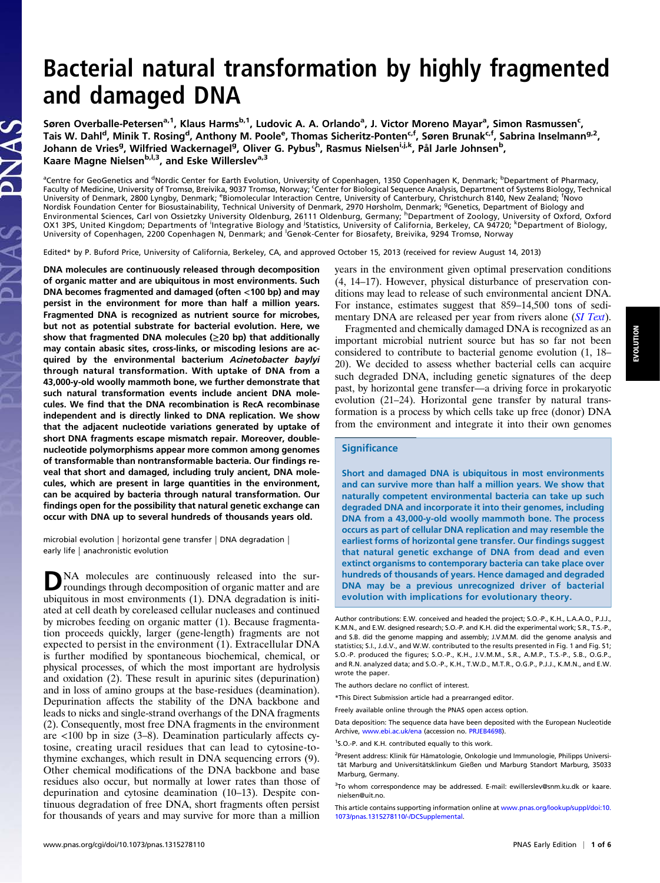# Bacterial natural transformation by highly fragmented and damaged DNA

Søren Overballe-Petersen[a,1], Klaus Harms[b,1], Ludovic A. A. Orlando[a], J. Victor Moreno Mayar[a], Simon Rasmussen[c], Tais W. Dahl[d], Minik T. Rosing[d], Anthony M. Poole[e], Thomas Sicheritz-Ponten[c,f], Søren Brunak[c,f], Sabrina Inselmann[g,2], Johann de Vries[g], Wilfried Wackernagel[g], Oliver G. Pybus[h], Rasmus Nielsen[i,j,k], Pål Jarle Johnsen[b], Kaare Magne Nielsen[b,l,3], and Eske Willerslev[a,3]

[a]Centre for GeoGenetics and [d]Nordic Center for Earth Evolution, University of Copenhagen, 1350 Copenhagen K, Denmark; [b]Department of Pharmacy, Faculty of Medicine, University of Tromsø, Breivika, 9037 Tromsø, Norway; [c]Center for Biological Sequence Analysis, Department of Systems Biology, Technical University of Denmark, 2800 Lyngby, Denmark; [e]Biomolecular Interaction Centre, University of Canterbury, Christchurch 8140, New Zealand; [f]Novo Nordisk Foundation Center for Biosustainability, Technical University of Denmark, 2970 Hørsholm, Denmark; [g]Genetics, Department of Biology and Environmental Sciences, Carl von Ossietzky University Oldenburg, 26111 Oldenburg, Germany; [h]Department of Zoology, University of Oxford, Oxford OX1 3PS, United Kingdom; Departments of [i]Integrative Biology and [j]Statistics, University of California, Berkeley, CA 94720; [k]Department of Biology, University of Copenhagen, 2200 Copenhagen N, Denmark; and [l]Genøk-Center for Biosafety, Breivika, 9294 Tromsø, Norway

Edited* by P. Buford Price, University of California, Berkeley, CA, and approved October 15, 2013 (received for review August 14, 2013)

**DNA molecules are continuously released through decomposition of organic matter and are ubiquitous in most environments. Such DNA becomes fragmented and damaged (often <100 bp) and may persist in the environment for more than half a million years. Fragmented DNA is recognized as nutrient source for microbes, but not as potential substrate for bacterial evolution. Here, we show that fragmented DNA molecules (≥20 bp) that additionally may contain abasic sites, cross-links, or miscoding lesions are acquired by the environmental bacterium *Acinetobacter baylyi* through natural transformation. With uptake of DNA from a 43,000-y-old woolly mammoth bone, we further demonstrate that such natural transformation events include ancient DNA molecules. We find that the DNA recombination is RecA recombinase independent and is directly linked to DNA replication. We show that the adjacent nucleotide variations generated by uptake of short DNA fragments escape mismatch repair. Moreover, double-nucleotide polymorphisms appear more common among genomes of transformable than nontransformable bacteria. Our findings reveal that short and damaged, including truly ancient, DNA molecules, which are present in large quantities in the environment, can be acquired by bacteria through natural transformation. Our findings open for the possibility that natural genetic exchange can occur with DNA up to several hundreds of thousands years old.**

microbial evolution | horizontal gene transfer | DNA degradation | early life | anachronistic evolution

DNA molecules are continuously released into the surroundings through decomposition of organic matter and are ubiquitous in most environments (1). DNA degradation is initiated at cell death by coreleased cellular nucleases and continued by microbes feeding on organic matter (1). Because fragmentation proceeds quickly, larger (gene-length) fragments are not expected to persist in the environment (1). Extracellular DNA is further modified by spontaneous biochemical, chemical, or physical processes, of which the most important are hydrolysis and oxidation (2). These result in apurinic sites (depurination) and in loss of amino groups at the base-residues (deamination). Depurination affects the stability of the DNA backbone and leads to nicks and single-strand overhangs of the DNA fragments (2). Consequently, most free DNA fragments in the environment are <100 bp in size (3–8). Deamination particularly affects cytosine, creating uracil residues that can lead to cytosine-to-thymine exchanges, which result in DNA sequencing errors (9). Other chemical modifications of the DNA backbone and base residues also occur, but normally at lower rates than those of depurination and cytosine deamination (10–13). Despite continuous degradation of free DNA, short fragments often persist for thousands of years and may survive for more than a million years in the environment given optimal preservation conditions (4, 14–17). However, physical disturbance of preservation conditions may lead to release of such environmental ancient DNA. For instance, estimates suggest that 859–14,500 tons of sedimentary DNA are released per year from rivers alone (*SI Text*).

Fragmented and chemically damaged DNA is recognized as an important microbial nutrient source but has so far not been considered to contribute to bacterial genome evolution (1, 18–20). We decided to assess whether bacterial cells can acquire such degraded DNA, including genetic signatures of the deep past, by horizontal gene transfer—a driving force in prokaryotic evolution (21–24). Horizontal gene transfer by natural transformation is a process by which cells take up free (donor) DNA from the environment and integrate it into their own genomes

## Significance

**Short and damaged DNA is ubiquitous in most environments and can survive more than half a million years. We show that naturally competent environmental bacteria can take up such degraded DNA and incorporate it into their genomes, including DNA from a 43,000-y-old woolly mammoth bone. The process occurs as part of cellular DNA replication and may resemble the earliest forms of horizontal gene transfer. Our findings suggest that natural genetic exchange of DNA from dead and even extinct organisms to contemporary bacteria can take place over hundreds of thousands of years. Hence damaged and degraded DNA may be a previous unrecognized driver of bacterial evolution with implications for evolutionary theory.**

Author contributions: E.W. conceived and headed the project; S.O.-P., K.H., L.A.A.O., P.J.J., K.M.N., and E.W. designed research; S.O.-P. and K.H. did the experimental work; S.R., T.S.-P., and S.B. did the genome mapping and assembly; J.V.M.M. did the genome analysis and statistics; S.I., J.d.V., and W.W. contributed to the results presented in Fig. 1 and Fig. S1; S.O.-P. produced the figures; S.O.-P., K.H., J.V.M.M., S.R., A.M.P., T.S.-P., S.B., O.G.P., and R.N. analyzed data; and S.O.-P., K.H., T.W.D., M.T.R., O.G.P., P.J.J., K.M.N., and E.W. wrote the paper.

The authors declare no conflict of interest.

*This Direct Submission article had a prearranged editor.

Freely available online through the PNAS open access option.

Data deposition: The sequence data have been deposited with the European Nucleotide Archive, www.ebi.ac.uk/ena (accession no. PRJEB4698).

[1]S.O.-P. and K.H. contributed equally to this work.

[2]Present address: Klinik für Hämatologie, Onkologie und Immunologie, Philipps Universität Marburg and Universitätsklinikum Gießen und Marburg Standort Marburg, 35033 Marburg, Germany.

[3]To whom correspondence may be addressed. E-mail: ewillerslev@snm.ku.dk or kaare.nielsen@uit.no.

This article contains supporting information online at www.pnas.org/lookup/suppl/doi:10.1073/pnas.1315278110/-/DCSupplemental.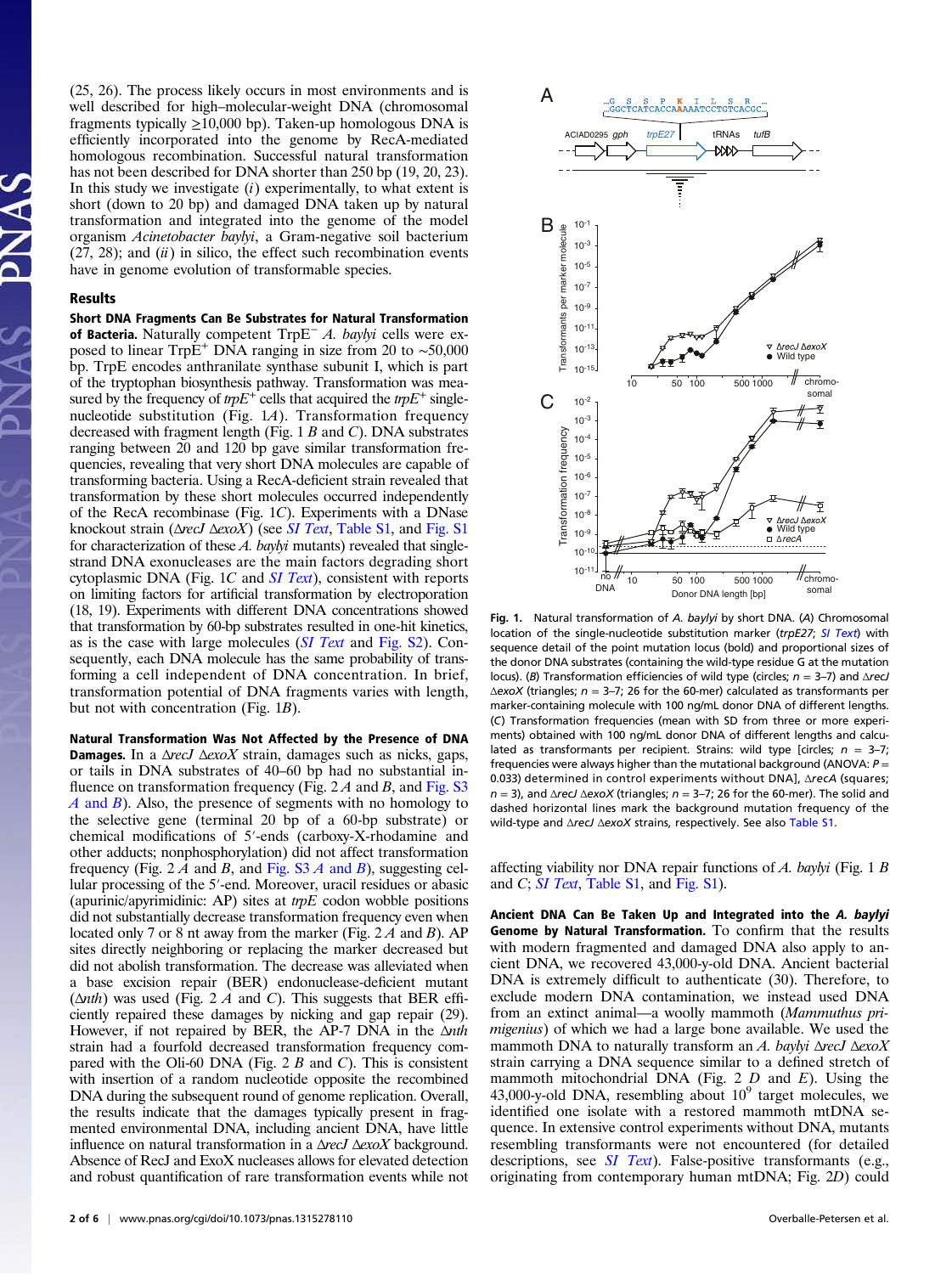(25, 26). The process likely occurs in most environments and is well described for high–molecular-weight DNA (chromosomal fragments typically ≥10,000 bp). Taken-up homologous DNA is efficiently incorporated into the genome by RecA-mediated homologous recombination. Successful natural transformation has not been described for DNA shorter than 250 bp (19, 20, 23). In this study we investigate (*i*) experimentally, to what extent is short (down to 20 bp) and damaged DNA taken up by natural transformation and integrated into the genome of the model organism *Acinetobacter baylyi*, a Gram-negative soil bacterium (27, 28); and (*ii*) in silico, the effect such recombination events have in genome evolution of transformable species.

## Results

**Short DNA Fragments Can Be Substrates for Natural Transformation of Bacteria.** Naturally competent TrpE⁻ *A. baylyi* cells were exposed to linear TrpE⁺ DNA ranging in size from 20 to ∼50,000 bp. TrpE encodes anthranilate synthase subunit I, which is part of the tryptophan biosynthesis pathway. Transformation was measured by the frequency of *trpE*⁺ cells that acquired the *trpE*⁺ single-nucleotide substitution (Fig. 1*A*). Transformation frequency decreased with fragment length (Fig. 1 *B* and *C*). DNA substrates ranging between 20 and 120 bp gave similar transformation frequencies, revealing that very short DNA molecules are capable of transforming bacteria. Using a RecA-deficient strain revealed that transformation by these short molecules occurred independently of the RecA recombinase (Fig. 1*C*). Experiments with a DNase knockout strain (Δ*recJ* Δ*exoX*) (see *SI Text*, Table S1, and Fig. S1 for characterization of these *A. baylyi* mutants) revealed that single-strand DNA exonucleases are the main factors degrading short cytoplasmic DNA (Fig. 1*C* and *SI Text*), consistent with reports on limiting factors for artificial transformation by electroporation (18, 19). Experiments with different DNA concentrations showed that transformation by 60-bp substrates resulted in one-hit kinetics, as is the case with large molecules (*SI Text* and Fig. S2). Consequently, each DNA molecule has the same probability of transforming a cell independent of DNA concentration. In brief, transformation potential of DNA fragments varies with length, but not with concentration (Fig. 1*B*).

**Natural Transformation Was Not Affected by the Presence of DNA Damages.** In a Δ*recJ* Δ*exoX* strain, damages such as nicks, gaps, or tails in DNA substrates of 40–60 bp had no substantial influence on transformation frequency (Fig. 2 *A* and *B*, and Fig. S3 *A* and *B*). Also, the presence of segments with no homology to the selective gene (terminal 20 bp of a 60-bp substrate) or chemical modifications of 5′-ends (carboxy-X-rhodamine and other adducts; nonphosphorylation) did not affect transformation frequency (Fig. 2 *A* and *B*, and Fig. S3 *A* and *B*), suggesting cellular processing of the 5′-end. Moreover, uracil residues or abasic (apurinic/apyrimidinic: AP) sites at *trpE* codon wobble positions did not substantially decrease transformation frequency even when located only 7 or 8 nt away from the marker (Fig. 2 *A* and *B*). AP sites directly neighboring or replacing the marker decreased but did not abolish transformation. The decrease was alleviated when a base excision repair (BER) endonuclease-deficient mutant (Δ*nth*) was used (Fig. 2 *A* and *C*). This suggests that BER efficiently repaired these damages by nicking and gap repair (29). However, if not repaired by BER, the AP-7 DNA in the Δ*nth* strain had a fourfold decreased transformation frequency compared with the Oli-60 DNA (Fig. 2 *B* and *C*). This is consistent with insertion of a random nucleotide opposite the recombined DNA during the subsequent round of genome replication. Overall, the results indicate that the damages typically present in fragmented environmental DNA, including ancient DNA, have little influence on natural transformation in a Δ*recJ* Δ*exoX* background. Absence of RecJ and ExoX nucleases allows for elevated detection and robust quantification of rare transformation events while not affecting viability nor DNA repair functions of *A. baylyi* (Fig. 1 *B* and *C*; *SI Text*, Table S1, and Fig. S1).

**Fig. 1.** Natural transformation of *A. baylyi* by short DNA. (*A*) Chromosomal location of the single-nucleotide substitution marker (*trpE27*; *SI Text*) with sequence detail of the point mutation locus (bold) and proportional sizes of the donor DNA substrates (containing the wild-type residue G at the mutation locus). (*B*) Transformation efficiencies of wild type (circles; *n* = 3–7) and Δ*recJ* Δ*exoX* (triangles; *n* = 3–7; 26 for the 60-mer) calculated as transformants per marker-containing molecule with 100 ng/mL donor DNA of different lengths. (*C*) Transformation frequencies (mean with SD from three or more experiments) obtained with 100 ng/mL donor DNA of different lengths and calculated as transformants per recipient. Strains: wild type [circles; *n* = 3–7; frequencies were always higher than the mutational background (ANOVA: $P = 0.033$) determined in control experiments without DNA], Δ*recA* (squares; *n* = 3), and Δ*recJ* Δ*exoX* (triangles; *n* = 3–7; 26 for the 60-mer). The solid and dashed horizontal lines mark the background mutation frequency of the wild-type and Δ*recJ* Δ*exoX* strains, respectively. See also Table S1.

**Ancient DNA Can Be Taken Up and Integrated into the *A. baylyi* Genome by Natural Transformation.** To confirm that the results with modern fragmented and damaged DNA also apply to ancient DNA, we recovered 43,000-y-old DNA. Ancient bacterial DNA is extremely difficult to authenticate (30). Therefore, to exclude modern DNA contamination, we instead used DNA from an extinct animal—a woolly mammoth (*Mammuthus primigenius*) of which we had a large bone available. We used the mammoth DNA to naturally transform an *A. baylyi* Δ*recJ* Δ*exoX* strain carrying a DNA sequence similar to a defined stretch of mammoth mitochondrial DNA (Fig. 2 *D* and *E*). Using the 43,000-y-old DNA, resembling about $10^9$ target molecules, we identified one isolate with a restored mammoth mtDNA sequence. In extensive control experiments without DNA, mutants resembling transformants were not encountered (for detailed descriptions, see *SI Text*). False-positive transformants (e.g., originating from contemporary human mtDNA; Fig. 2*D*) could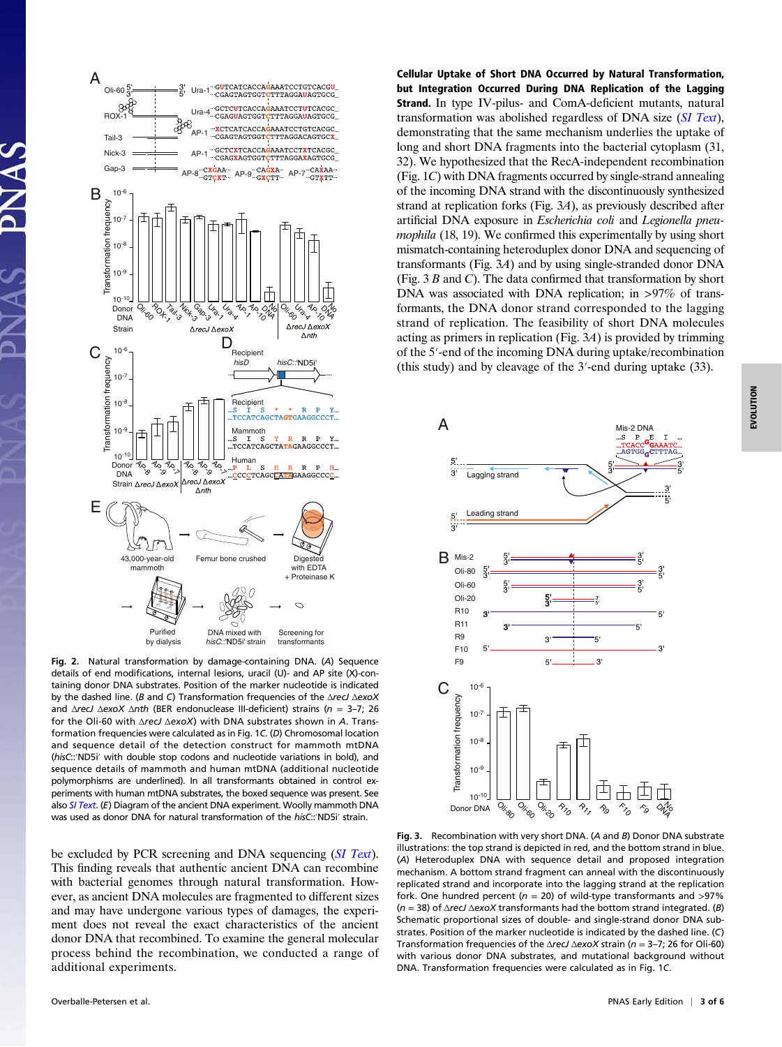**Fig. 2.** Natural transformation by damage-containing DNA. (*A*) Sequence details of end modifications, internal lesions, uracil (U)- and AP site (X)-containing donor DNA substrates. Position of the marker nucleotide is indicated by the dashed line. (*B* and *C*) Transformation frequencies of the Δ*recJ* Δ*exoX* and Δ*recJ* Δ*exoX* Δ*nth* (BER endonuclease III-deficient) strains (*n* = 3–7; 26 for the Oli-60 with Δ*recJ* Δ*exoX*) with DNA substrates shown in *A*. Transformation frequencies were calculated as in Fig. 1*C*. (*D*) Chromosomal location and sequence detail of the detection construct for mammoth mtDNA (*hisC*::'ND5i' with double stop codons and nucleotide variations in bold), and sequence details of mammoth and human mtDNA (additional nucleotide polymorphisms are underlined). In all transformants obtained in control experiments with human mtDNA substrates, the boxed sequence was present. See also *SI Text*. (*E*) Diagram of the ancient DNA experiment. Woolly mammoth DNA was used as donor DNA for natural transformation of the *hisC*::'ND5i' strain.

be excluded by PCR screening and DNA sequencing (*SI Text*). This finding reveals that authentic ancient DNA can recombine with bacterial genomes through natural transformation. However, as ancient DNA molecules are fragmented to different sizes and may have undergone various types of damages, the experiment does not reveal the exact characteristics of the ancient donor DNA that recombined. To examine the general molecular process behind the recombination, we conducted a range of additional experiments.

**Cellular Uptake of Short DNA Occurred by Natural Transformation, but Integration Occurred During DNA Replication of the Lagging Strand.** In type IV-pilus- and ComA-deficient mutants, natural transformation was abolished regardless of DNA size (*SI Text*), demonstrating that the same mechanism underlies the uptake of long and short DNA fragments into the bacterial cytoplasm (31, 32). We hypothesized that the RecA-independent recombination (Fig. 1*C*) with DNA fragments occurred by single-strand annealing of the incoming DNA strand with the discontinuously synthesized strand at replication forks (Fig. 3*A*), as previously described after artificial DNA exposure in *Escherichia coli* and *Legionella pneumophila* (18, 19). We confirmed this experimentally by using short mismatch-containing heteroduplex donor DNA and sequencing of transformants (Fig. 3*A*) and by using single-stranded donor DNA (Fig. 3 *B* and *C*). The data confirmed that transformation by short DNA was associated with DNA replication; in >97% of transformants, the DNA donor strand corresponded to the lagging strand of replication. The feasibility of short DNA molecules acting as primers in replication (Fig. 3*A*) is provided by trimming of the 5′-end of the incoming DNA during uptake/recombination (this study) and by cleavage of the 3′-end during uptake (33).

**Fig. 3.** Recombination with very short DNA. (*A* and *B*) Donor DNA substrate illustrations: the top strand is depicted in red, and the bottom strand in blue. (*A*) Heteroduplex DNA with sequence detail and proposed integration mechanism. A bottom strand fragment can anneal with the discontinuously replicated strand and incorporate into the lagging strand at the replication fork. One hundred percent (*n* = 20) of wild-type transformants and >97% (*n* = 38) of Δ*recJ* Δ*exoX* transformants had the bottom strand integrated. (*B*) Schematic proportional sizes of double- and single-stranded donor DNA substrates. Position of the marker nucleotide is indicated by the dashed line. (*C*) Transformation frequencies of the Δ*recJ* Δ*exoX* strain (*n* = 3–7; 26 for Oli-60) with various donor DNA substrates, and mutational background without DNA. Transformation frequencies were calculated as in Fig. 1*C*.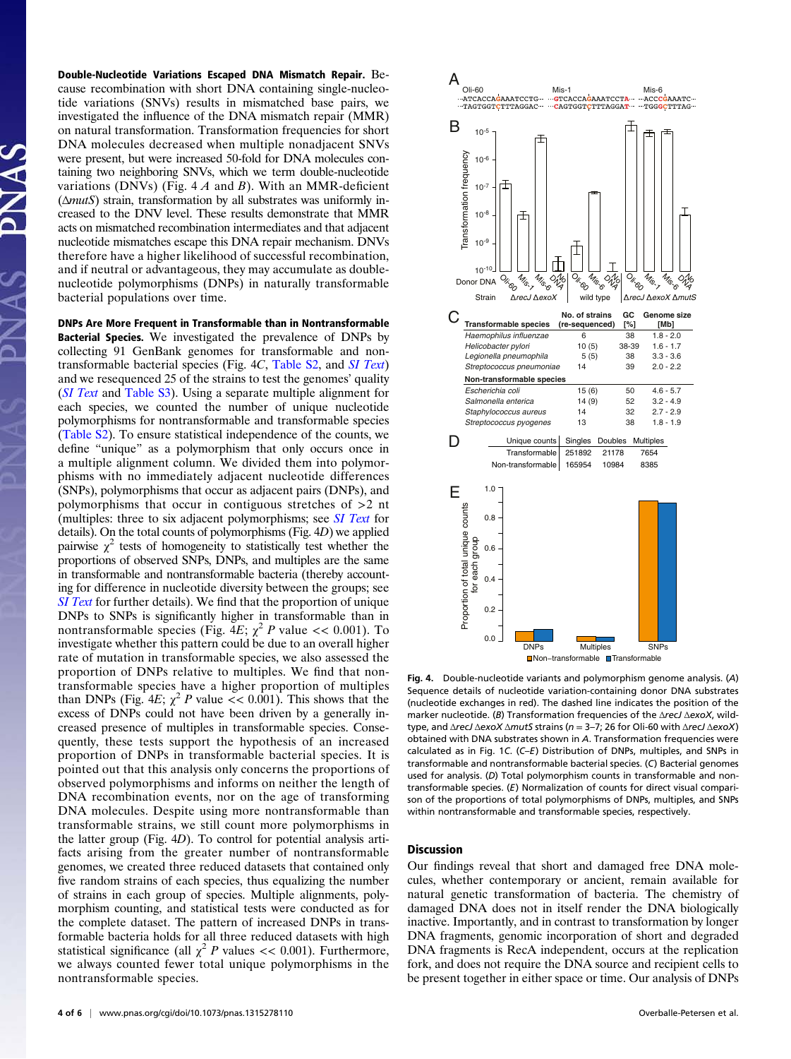**Double-Nucleotide Variations Escaped DNA Mismatch Repair.** Because recombination with short DNA containing single-nucleotide variations (SNVs) results in mismatched base pairs, we investigated the influence of the DNA mismatch repair (MMR) on natural transformation. Transformation frequencies for short DNA molecules decreased when multiple nonadjacent SNVs were present, but were increased 50-fold for DNA molecules containing two neighboring SNVs, which we term double-nucleotide variations (DNVs) (Fig. 4 *A* and *B*). With an MMR-deficient (Δ*mutS*) strain, transformation by all substrates was uniformly increased to the DNV level. These results demonstrate that MMR acts on mismatched recombination intermediates and that adjacent nucleotide mismatches escape this DNA repair mechanism. DNVs therefore have a higher likelihood of successful recombination, and if neutral or advantageous, they may accumulate as double-nucleotide polymorphisms (DNPs) in naturally transformable bacterial populations over time.

**DNPs Are More Frequent in Transformable than in Nontransformable Bacterial Species.** We investigated the prevalence of DNPs by collecting 91 GenBank genomes for transformable and nontransformable bacterial species (Fig. 4*C*, Table S2, and *SI Text*) and we resequenced 25 of the strains to test the genomes' quality (*SI Text* and Table S3). Using a separate multiple alignment for each species, we counted the number of unique nucleotide polymorphisms for nontransformable and transformable species (Table S2). To ensure statistical independence of the counts, we define "unique" as a polymorphism that only occurs once in a multiple alignment column. We divided them into polymorphisms with no immediately adjacent nucleotide differences (SNPs), polymorphisms that occur as adjacent pairs (DNPs), and polymorphisms that occur in contiguous stretches of >2 nt (multiples: three to six adjacent polymorphisms; see *SI Text* for details). On the total counts of polymorphisms (Fig. 4*D*) we applied pairwise $\chi^2$ tests of homogeneity to statistically test whether the proportions of observed SNPs, DNPs, and multiples are the same in transformable and nontransformable bacteria (thereby accounting for difference in nucleotide diversity between the groups; see *SI Text* for further details). We find that the proportion of unique DNPs to SNPs is significantly higher in transformable than in nontransformable species (Fig. 4*E*; $\chi^2$ *P* value << 0.001). To investigate whether this pattern could be due to an overall higher rate of mutation in transformable species, we also assessed the proportion of DNPs relative to multiples. We find that nontransformable species have a higher proportion of multiples than DNPs (Fig. 4*E*; $\chi^2$ *P* value << 0.001). This shows that the excess of DNPs could not have been driven by a generally increased presence of multiples in transformable species. Consequently, these tests support the hypothesis of an increased proportion of DNPs in transformable bacterial species. It is pointed out that this analysis only concerns the proportions of observed polymorphisms and informs on neither the length of DNA recombination events, nor on the age of transforming DNA molecules. Despite using more nontransformable than transformable strains, we still count more polymorphisms in the latter group (Fig. 4*D*). To control for possible analysis artifacts arising from the greater number of nontransformable genomes, we created three reduced datasets that contained only five random strains of each species, thus equalizing the number of strains in each group of species. Multiple alignments, polymorphism counting, and statistical tests were conducted as for the complete dataset. The pattern of increased DNPs in transformable bacteria holds for all three reduced datasets with high statistical significance (all $\chi^2$ *P* values << 0.001). Furthermore, we always counted fewer total unique polymorphisms in the nontransformable species.

**Fig. 4.** Double-nucleotide variants and polymorphism genome analysis. (*A*) Sequence details of nucleotide variation-containing donor DNA substrates (nucleotide exchanges in red). The dashed line indicates the position of the marker nucleotide. (*B*) Transformation frequencies of the Δ*recJ* Δ*exoX*, wild-type, and Δ*recJ* Δ*exoX* Δ*mutS* strains (*n* = 3–7; 26 for Oli-60 with Δ*recJ* Δ*exoX*) obtained with DNA substrates shown in *A*. Transformation frequencies were calculated as in Fig. 1*C*. (*C*–*E*) Distribution of DNPs, multiples, and SNPs in transformable and nontransformable bacterial species. (*C*) Bacterial genomes used for analysis. (*D*) Total polymorphism counts in transformable and nontransformable species. (*E*) Normalization of counts for direct visual comparison of the proportions of total polymorphisms of DNPs, multiples, and SNPs within nontransformable and transformable species, respectively.

| Transformable species | No. of strains (re-sequenced) | GC [%] | Genome size [Mb] |
|---|---|---|---|
| *Haemophilus influenzae* | 6 | 38 | 1.8 - 2.0 |
| *Helicobacter pylori* | 10 (5) | 38-39 | 1.6 - 1.7 |
| *Legionella pneumophila* | 5 (5) | 38 | 3.3 - 3.6 |
| *Streptococcus pneumoniae* | 14 | 39 | 2.0 - 2.2 |
| **Non-transformable species** | | | |
| *Escherichia coli* | 15 (6) | 50 | 4.6 - 5.7 |
| *Salmonella enterica* | 14 (9) | 52 | 3.2 - 4.9 |
| *Staphylococcus aureus* | 14 | 32 | 2.7 - 2.9 |
| *Streptococcus pyogenes* | 13 | 38 | 1.8 - 1.9 |

| Unique counts | Singles | Doubles | Multiples |
|---|---|---|---|
| Transformable | 251892 | 21178 | 7654 |
| Non-transformable | 165954 | 10984 | 8385 |

## Discussion

Our findings reveal that short and damaged free DNA molecules, whether contemporary or ancient, remain available for natural genetic transformation of bacteria. The chemistry of damaged DNA does not in itself render the DNA biologically inactive. Importantly, and in contrast to transformation by longer DNA fragments, genomic incorporation of short and degraded DNA fragments is RecA independent, occurs at the replication fork, and does not require the DNA source and recipient cells to be present together in either space or time. Our analysis of DNPs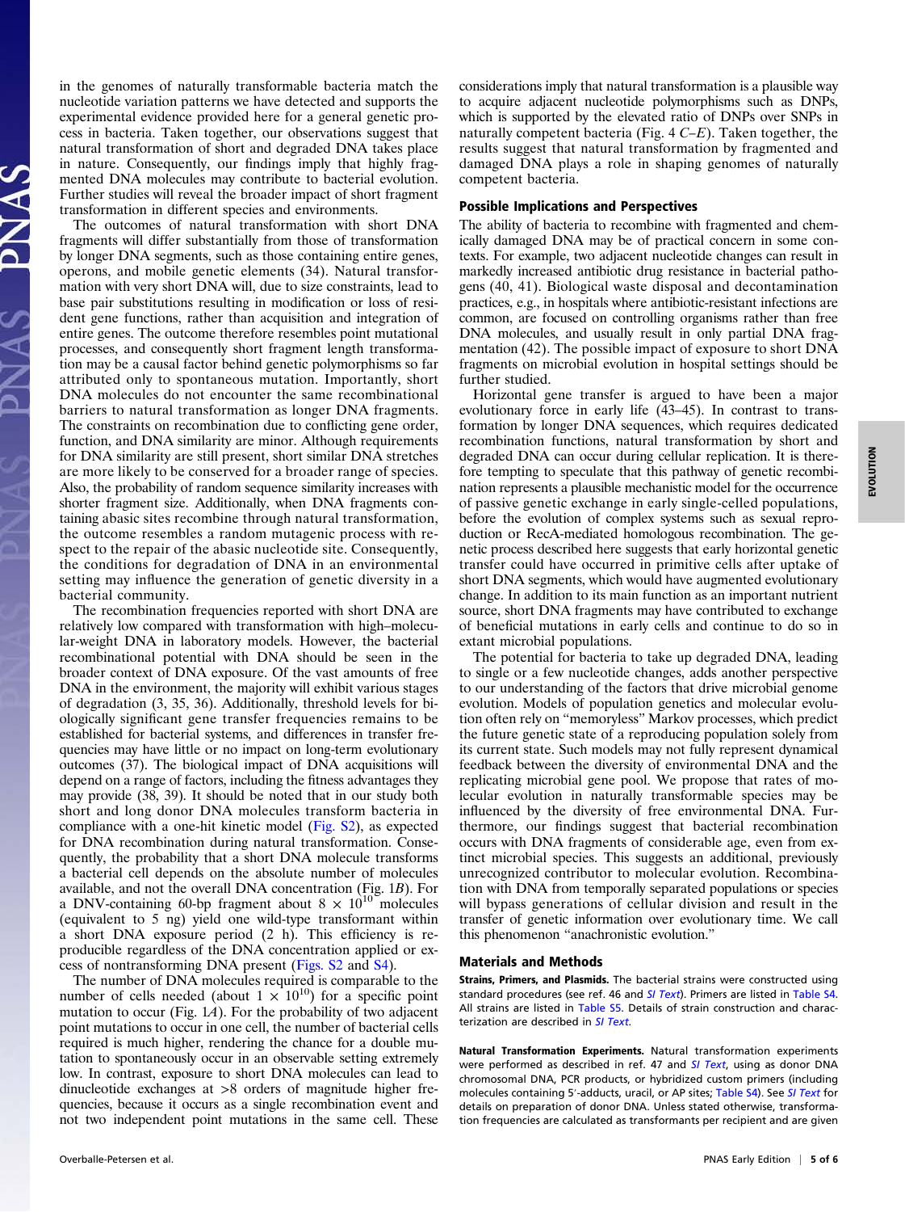in the genomes of naturally transformable bacteria match the nucleotide variation patterns we have detected and supports the experimental evidence provided here for a general genetic process in bacteria. Taken together, our observations suggest that natural transformation of short and degraded DNA takes place in nature. Consequently, our findings imply that highly fragmented DNA molecules may contribute to bacterial evolution. Further studies will reveal the broader impact of short fragment transformation in different species and environments.

The outcomes of natural transformation with short DNA fragments will differ substantially from those of transformation by longer DNA segments, such as those containing entire genes, operons, and mobile genetic elements (34). Natural transformation with very short DNA will, due to size constraints, lead to base pair substitutions resulting in modification or loss of resident gene functions, rather than acquisition and integration of entire genes. The outcome therefore resembles point mutational processes, and consequently short fragment length transformation may be a causal factor behind genetic polymorphisms so far attributed only to spontaneous mutation. Importantly, short DNA molecules do not encounter the same recombinational barriers to natural transformation as longer DNA fragments. The constraints on recombination due to conflicting gene order, function, and DNA similarity are minor. Although requirements for DNA similarity are still present, short similar DNA stretches are more likely to be conserved for a broader range of species. Also, the probability of random sequence similarity increases with shorter fragment size. Additionally, when DNA fragments containing abasic sites recombine through natural transformation, the outcome resembles a random mutagenic process with respect to the repair of the abasic nucleotide site. Consequently, the conditions for degradation of DNA in an environmental setting may influence the generation of genetic diversity in a bacterial community.

The recombination frequencies reported with short DNA are relatively low compared with transformation with high–molecular-weight DNA in laboratory models. However, the bacterial recombinational potential with DNA should be seen in the broader context of DNA exposure. Of the vast amounts of free DNA in the environment, the majority will exhibit various stages of degradation (3, 35, 36). Additionally, threshold levels for biologically significant gene transfer frequencies remains to be established for bacterial systems, and differences in transfer frequencies may have little or no impact on long-term evolutionary outcomes (37). The biological impact of DNA acquisitions will depend on a range of factors, including the fitness advantages they may provide (38, 39). It should be noted that in our study both short and long donor DNA molecules transform bacteria in compliance with a one-hit kinetic model (Fig. S2), as expected for DNA recombination during natural transformation. Consequently, the probability that a short DNA molecule transforms a bacterial cell depends on the absolute number of molecules available, and not the overall DNA concentration (Fig. 1*B*). For a DNV-containing 60-bp fragment about $8 \times 10^{10}$ molecules (equivalent to 5 ng) yield one wild-type transformant within a short DNA exposure period (2 h). This efficiency is reproducible regardless of the DNA concentration applied or excess of nontransforming DNA present (Figs. S2 and S4).

The number of DNA molecules required is comparable to the number of cells needed (about $1 \times 10^{10}$) for a specific point mutation to occur (Fig. 1*A*). For the probability of two adjacent point mutations to occur in one cell, the number of bacterial cells required is much higher, rendering the chance for a double mutation to spontaneously occur in an observable setting extremely low. In contrast, exposure to short DNA molecules can lead to dinucleotide exchanges at >8 orders of magnitude higher frequencies, because it occurs as a single recombination event and not two independent point mutations in the same cell. These considerations imply that natural transformation is a plausible way to acquire adjacent nucleotide polymorphisms such as DNPs, which is supported by the elevated ratio of DNPs over SNPs in naturally competent bacteria (Fig. 4 *C*–*E*). Taken together, the results suggest that natural transformation by fragmented and damaged DNA plays a role in shaping genomes of naturally competent bacteria.

## Possible Implications and Perspectives

The ability of bacteria to recombine with fragmented and chemically damaged DNA may be of practical concern in some contexts. For example, two adjacent nucleotide changes can result in markedly increased antibiotic drug resistance in bacterial pathogens (40, 41). Biological waste disposal and decontamination practices, e.g., in hospitals where antibiotic-resistant infections are common, are focused on controlling organisms rather than free DNA molecules, and usually result in only partial DNA fragmentation (42). The possible impact of exposure to short DNA fragments on microbial evolution in hospital settings should be further studied.

Horizontal gene transfer is argued to have been a major evolutionary force in early life (43–45). In contrast to transformation by longer DNA sequences, which requires dedicated recombination functions, natural transformation by short and degraded DNA can occur during cellular replication. It is therefore tempting to speculate that this pathway of genetic recombination represents a plausible mechanistic model for the occurrence of passive genetic exchange in early single-celled populations, before the evolution of complex systems such as sexual reproduction and RecA-mediated homologous recombination. The genetic process described here suggests that early horizontal genetic transfer could have occurred in primitive cells after uptake of short DNA segments, which would have augmented evolutionary change. In addition to its main function as an important nutrient source, short DNA fragments may have contributed to exchange of beneficial mutations in early cells and continue to do so in extant microbial populations.

The potential for bacteria to take up degraded DNA, leading to single or a few nucleotide changes, adds another perspective to our understanding of the factors that drive microbial genome evolution. Models of population genetics and molecular evolution often rely on "memoryless" Markov processes, which predict the future genetic state of a reproducing population solely from its current state. Such models may not fully represent dynamical feedback between the diversity of environmental DNA and the replicating microbial gene pool. We propose that rates of molecular evolution in naturally transformable species may be influenced by the diversity of free environmental DNA. Furthermore, our findings suggest that bacterial recombination occurs with DNA fragments of considerable age, even from extinct microbial species. This suggests an additional, previously unrecognized contributor to molecular evolution. Recombination with DNA from temporally separated populations or species will bypass generations of cellular division and result in the transfer of genetic information over evolutionary time. We call this phenomenon "anachronistic evolution."

## Materials and Methods

**Strains, Primers, and Plasmids.** The bacterial strains were constructed using standard procedures (see ref. 46 and *SI Text*). Primers are listed in Table S4. All strains are listed in Table S5. Details of strain construction and characterization are described in *SI Text*.

**Natural Transformation Experiments.** Natural transformation experiments were performed as described in ref. 47 and *SI Text*, using as donor DNA chromosomal DNA, PCR products, or hybridized custom primers (including molecules containing 5′-adducts, uracil, or AP sites; Table S4). See *SI Text* for details on preparation of donor DNA. Unless stated otherwise, transformation frequencies are calculated as transformants per recipient and are given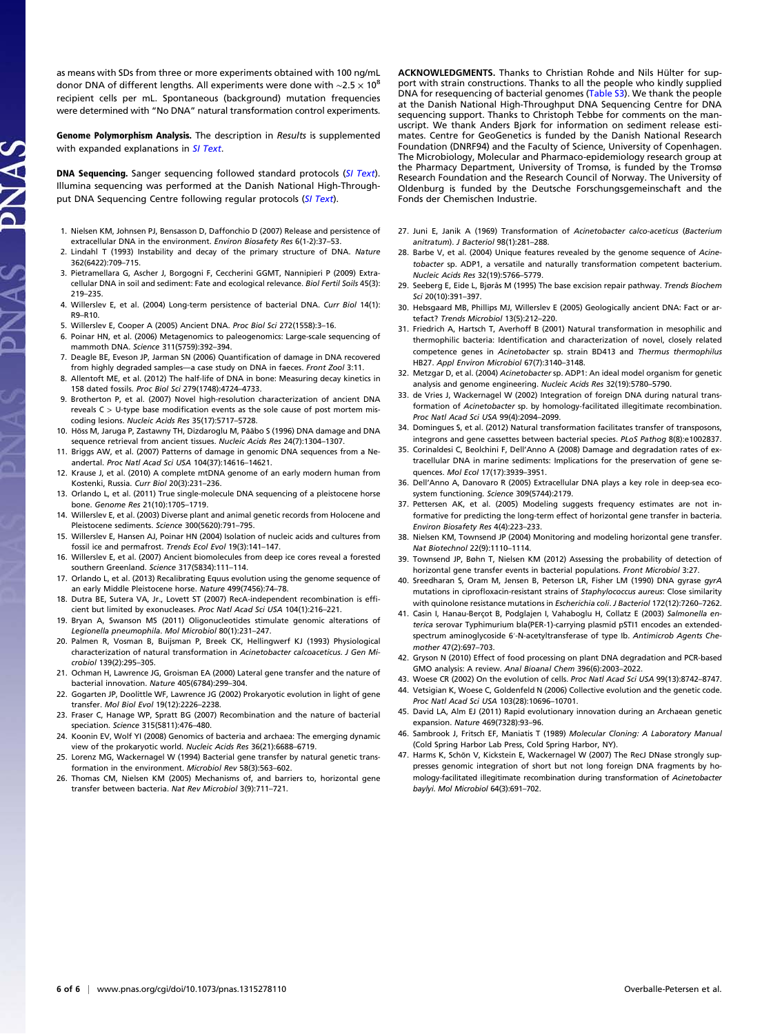as means with SDs from three or more experiments obtained with 100 ng/mL donor DNA of different lengths. All experiments were done with $\sim 2.5 \times 10^8$ recipient cells per mL. Spontaneous (background) mutation frequencies were determined with "No DNA" natural transformation control experiments.

**Genome Polymorphism Analysis.** The description in *Results* is supplemented with expanded explanations in *SI Text*.

**DNA Sequencing.** Sanger sequencing followed standard protocols (*SI Text*). Illumina sequencing was performed at the Danish National High-Throughput DNA Sequencing Centre following regular protocols (*SI Text*).

**ACKNOWLEDGMENTS.** Thanks to Christian Rohde and Nils Hülter for support with strain constructions. Thanks to all the people who kindly supplied DNA for resequencing of bacterial genomes (Table S3). We thank the people at the Danish National High-Throughput DNA Sequencing Centre for DNA sequencing support. Thanks to Christoph Tebbe for comments on the manuscript. We thank Anders Bjørk for information on sediment release estimates. Centre for GeoGenetics is funded by the Danish National Research Foundation (DNRF94) and the Faculty of Science, University of Copenhagen. The Microbiology, Molecular and Pharmaco-epidemiology research group at the Pharmacy Department, University of Tromsø, is funded by the Tromsø Research Foundation and the Research Council of Norway. The University of Oldenburg is funded by the Deutsche Forschungsgemeinschaft and the Fonds der Chemischen Industrie.

1. Nielsen KM, Johnsen PJ, Bensasson D, Daffonchio D (2007) Release and persistence of extracellular DNA in the environment. *Environ Biosafety Res* 6(1-2):37–53.
2. Lindahl T (1993) Instability and decay of the primary structure of DNA. *Nature* 362(6422):709–715.
3. Pietramellara G, Ascher J, Borgogni F, Ceccherini GGMT, Nannipieri P (2009) Extracellular DNA in soil and sediment: Fate and ecological relevance. *Biol Fertil Soils* 45(3): 219–235.
4. Willerslev E, et al. (2004) Long-term persistence of bacterial DNA. *Curr Biol* 14(1): R9–R10.
5. Willerslev E, Cooper A (2005) Ancient DNA. *Proc Biol Sci* 272(1558):3–16.
6. Poinar HN, et al. (2006) Metagenomics to paleogenomics: Large-scale sequencing of mammoth DNA. *Science* 311(5759):392–394.
7. Deagle BE, Eveson JP, Jarman SN (2006) Quantification of damage in DNA recovered from highly degraded samples—a case study on DNA in faeces. *Front Zool* 3:11.
8. Allentoft ME, et al. (2012) The half-life of DNA in bone: Measuring decay kinetics in 158 dated fossils. *Proc Biol Sci* 279(1748):4724–4733.
9. Brotherton P, et al. (2007) Novel high-resolution characterization of ancient DNA reveals C > U-type base modification events as the sole cause of post mortem miscoding lesions. *Nucleic Acids Res* 35(17):5717–5728.
10. Höss M, Jaruga P, Zastawny TH, Dizdaroglu M, Pääbo S (1996) DNA damage and DNA sequence retrieval from ancient tissues. *Nucleic Acids Res* 24(7):1304–1307.
11. Briggs AW, et al. (2007) Patterns of damage in genomic DNA sequences from a Neandertal. *Proc Natl Acad Sci USA* 104(37):14616–14621.
12. Krause J, et al. (2010) A complete mtDNA genome of an early modern human from Kostenki, Russia. *Curr Biol* 20(3):231–236.
13. Orlando L, et al. (2011) True single-molecule DNA sequencing of a pleistocene horse bone. *Genome Res* 21(10):1705–1719.
14. Willerslev E, et al. (2003) Diverse plant and animal genetic records from Holocene and Pleistocene sediments. *Science* 300(5620):791–795.
15. Willerslev E, Hansen AJ, Poinar HN (2004) Isolation of nucleic acids and cultures from fossil ice and permafrost. *Trends Ecol Evol* 19(3):141–147.
16. Willerslev E, et al. (2007) Ancient biomolecules from deep ice cores reveal a forested southern Greenland. *Science* 317(5834):111–114.
17. Orlando L, et al. (2013) Recalibrating Equus evolution using the genome sequence of an early Middle Pleistocene horse. *Nature* 499(7456):74–78.
18. Dutra BE, Sutera VA, Jr., Lovett ST (2007) RecA-independent recombination is efficient but limited by exonucleases. *Proc Natl Acad Sci USA* 104(1):216–221.
19. Bryan A, Swanson MS (2011) Oligonucleotides stimulate genomic alterations of *Legionella pneumophila*. *Mol Microbiol* 80(1):231–247.
20. Palmen R, Vosman B, Buijsman P, Breek CK, Hellingwerf KJ (1993) Physiological characterization of natural transformation in *Acinetobacter calcoaceticus*. *J Gen Microbiol* 139(2):295–305.
21. Ochman H, Lawrence JG, Groisman EA (2000) Lateral gene transfer and the nature of bacterial innovation. *Nature* 405(6784):299–304.
22. Gogarten JP, Doolittle WF, Lawrence JG (2002) Prokaryotic evolution in light of gene transfer. *Mol Biol Evol* 19(12):2226–2238.
23. Fraser C, Hanage WP, Spratt BG (2007) Recombination and the nature of bacterial speciation. *Science* 315(5811):476–480.
24. Koonin EV, Wolf YI (2008) Genomics of bacteria and archaea: The emerging dynamic view of the prokaryotic world. *Nucleic Acids Res* 36(21):6688–6719.
25. Lorenz MG, Wackernagel W (1994) Bacterial gene transfer by natural genetic transformation in the environment. *Microbiol Rev* 58(3):563–602.
26. Thomas CM, Nielsen KM (2005) Mechanisms of, and barriers to, horizontal gene transfer between bacteria. *Nat Rev Microbiol* 3(9):711–721.
27. Juni E, Janik A (1969) Transformation of *Acinetobacter calco-aceticus* (*Bacterium anitratum*). *J Bacteriol* 98(1):281–288.
28. Barbe V, et al. (2004) Unique features revealed by the genome sequence of *Acinetobacter* sp. ADP1, a versatile and naturally transformation competent bacterium. *Nucleic Acids Res* 32(19):5766–5779.
29. Seeberg E, Eide L, Bjørås M (1995) The base excision repair pathway. *Trends Biochem Sci* 20(10):391–397.
30. Hebsgaard MB, Phillips MJ, Willerslev E (2005) Geologically ancient DNA: Fact or artefact? *Trends Microbiol* 13(5):212–220.
31. Friedrich A, Hartsch T, Averhoff B (2001) Natural transformation in mesophilic and thermophilic bacteria: Identification and characterization of novel, closely related competence genes in *Acinetobacter* sp. strain BD413 and *Thermus thermophilus* HB27. *Appl Environ Microbiol* 67(7):3140–3148.
32. Metzgar D, et al. (2004) *Acinetobacter* sp. ADP1: An ideal model organism for genetic analysis and genome engineering. *Nucleic Acids Res* 32(19):5780–5790.
33. de Vries J, Wackernagel W (2002) Integration of foreign DNA during natural transformation of *Acinetobacter* sp. by homology-facilitated illegitimate recombination. *Proc Natl Acad Sci USA* 99(4):2094–2099.
34. Domingues S, et al. (2012) Natural transformation facilitates transfer of transposons, integrons and gene cassettes between bacterial species. *PLoS Pathog* 8(8):e1002837.
35. Corinaldesi C, Beolchini F, Dell'Anno A (2008) Damage and degradation rates of extracellular DNA in marine sediments: Implications for the preservation of gene sequences. *Mol Ecol* 17(17):3939–3951.
36. Dell'Anno A, Danovaro R (2005) Extracellular DNA plays a key role in deep-sea ecosystem functioning. *Science* 309(5744):2179.
37. Pettersen AK, et al. (2005) Modeling suggests frequency estimates are not informative for predicting the long-term effect of horizontal gene transfer in bacteria. *Environ Biosafety Res* 4(4):223–233.
38. Nielsen KM, Townsend JP (2004) Monitoring and modeling horizontal gene transfer. *Nat Biotechnol* 22(9):1110–1114.
39. Townsend JP, Bøhn T, Nielsen KM (2012) Assessing the probability of detection of horizontal gene transfer events in bacterial populations. *Front Microbiol* 3:27.
40. Sreedharan S, Oram M, Jensen B, Peterson LR, Fisher LM (1990) DNA gyrase *gyrA* mutations in ciprofloxacin-resistant strains of *Staphylococcus aureus*: Close similarity with quinolone resistance mutations in *Escherichia coli*. *J Bacteriol* 172(12):7260–7262.
41. Casin I, Hanau-Berçot B, Podglajen I, Vahaboglu H, Collatz E (2003) *Salmonella enterica* serovar Typhimurium bla(PER-1)-carrying plasmid pSTI1 encodes an extended-spectrum aminoglycoside 6′-N-acetyltransferase of type Ib. *Antimicrob Agents Chemother* 47(2):697–703.
42. Gryson N (2010) Effect of food processing on plant DNA degradation and PCR-based GMO analysis: A review. *Anal Bioanal Chem* 396(6):2003–2022.
43. Woese CR (2002) On the evolution of cells. *Proc Natl Acad Sci USA* 99(13):8742–8747.
44. Vetsigian K, Woese C, Goldenfeld N (2006) Collective evolution and the genetic code. *Proc Natl Acad Sci USA* 103(28):10696–10701.
45. David LA, Alm EJ (2011) Rapid evolutionary innovation during an Archaean genetic expansion. *Nature* 469(7328):93–96.
46. Sambrook J, Fritsch EF, Maniatis T (1989) *Molecular Cloning: A Laboratory Manual* (Cold Spring Harbor Lab Press, Cold Spring Harbor, NY).
47. Harms K, Schön V, Kickstein E, Wackernagel W (2007) The RecJ DNase strongly suppresses genomic integration of short but not long foreign DNA fragments by homology-facilitated illegitimate recombination during transformation of *Acinetobacter baylyi*. *Mol Microbiol* 64(3):691–702.